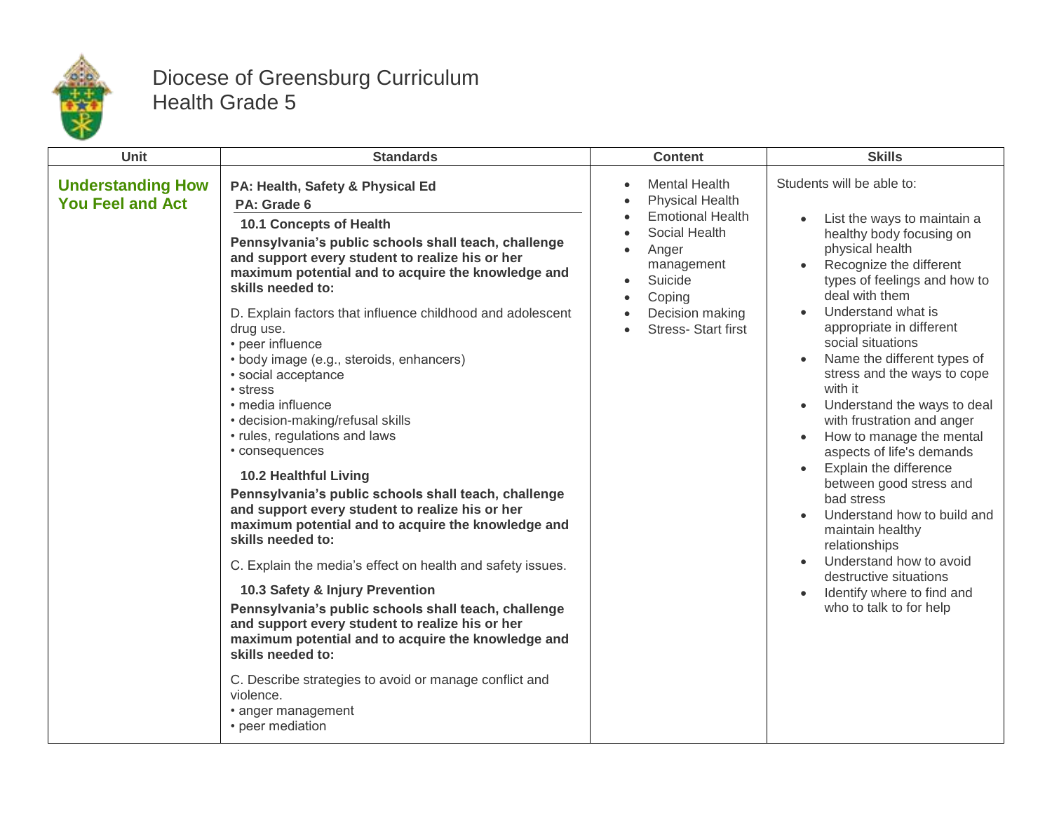# Diocese of Greensburg Curriculum
## Health Grade 5

| Unit | Standards | Content | Skills |
|---|---|---|---|
| **Understanding How You Feel and Act** | **PA: Health, Safety & Physical Ed**<br>**PA: Grade 6**<br>**10.1 Concepts of Health**<br>**Pennsylvania's public schools shall teach, challenge and support every student to realize his or her maximum potential and to acquire the knowledge and skills needed to:**<br>D. Explain factors that influence childhood and adolescent drug use.<br>• peer influence<br>• body image (e.g., steroids, enhancers)<br>• social acceptance<br>• stress<br>• media influence<br>• decision-making/refusal skills<br>• rules, regulations and laws<br>• consequences<br>**10.2 Healthful Living**<br>**Pennsylvania's public schools shall teach, challenge and support every student to realize his or her maximum potential and to acquire the knowledge and skills needed to:**<br>C. Explain the media's effect on health and safety issues.<br>**10.3 Safety & Injury Prevention**<br>**Pennsylvania's public schools shall teach, challenge and support every student to realize his or her maximum potential and to acquire the knowledge and skills needed to:**<br>C. Describe strategies to avoid or manage conflict and violence.<br>• anger management<br>• peer mediation | • Mental Health<br>• Physical Health<br>• Emotional Health<br>• Social Health<br>• Anger management<br>• Suicide<br>• Coping<br>• Decision making<br>• Stress- Start first | Students will be able to:<br>• List the ways to maintain a healthy body focusing on physical health<br>• Recognize the different types of feelings and how to deal with them<br>• Understand what is appropriate in different social situations<br>• Name the different types of stress and the ways to cope with it<br>• Understand the ways to deal with frustration and anger<br>• How to manage the mental aspects of life's demands<br>• Explain the difference between good stress and bad stress<br>• Understand how to build and maintain healthy relationships<br>• Understand how to avoid destructive situations<br>• Identify where to find and who to talk to for help |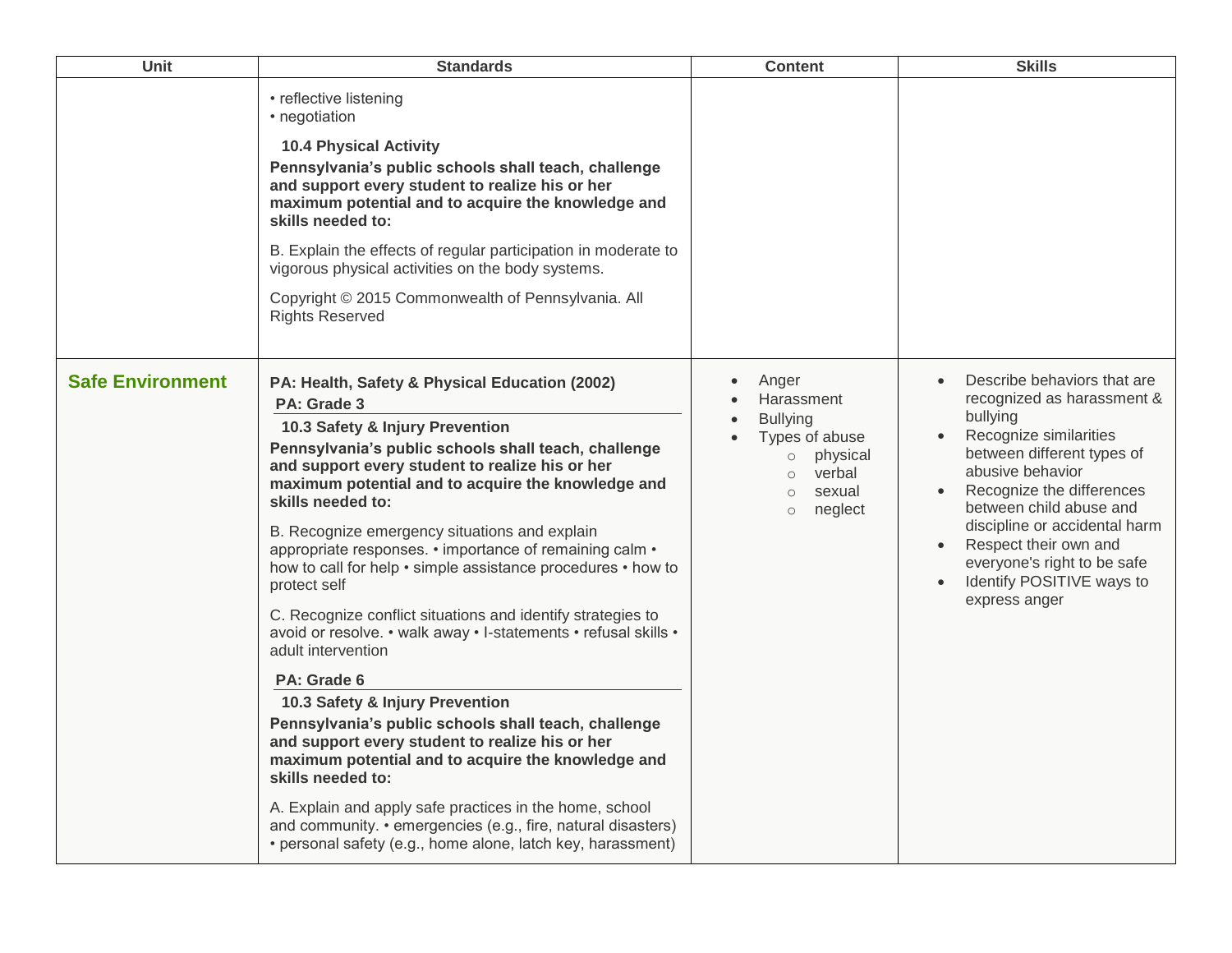| Unit | Standards | Content | Skills |
|---|---|---|---|
| | • reflective listening<br>• negotiation<br><br>**10.4 Physical Activity**<br>**Pennsylvania's public schools shall teach, challenge and support every student to realize his or her maximum potential and to acquire the knowledge and skills needed to:**<br><br>B. Explain the effects of regular participation in moderate to vigorous physical activities on the body systems.<br><br>Copyright © 2015 Commonwealth of Pennsylvania. All Rights Reserved | | |
| **Safe Environment** | **PA: Health, Safety & Physical Education (2002)**<br>**PA: Grade 3**<br>**10.3 Safety & Injury Prevention**<br>**Pennsylvania's public schools shall teach, challenge and support every student to realize his or her maximum potential and to acquire the knowledge and skills needed to:**<br><br>B. Recognize emergency situations and explain appropriate responses. • importance of remaining calm • how to call for help • simple assistance procedures • how to protect self<br><br>C. Recognize conflict situations and identify strategies to avoid or resolve. • walk away • I-statements • refusal skills • adult intervention<br><br>**PA: Grade 6**<br>**10.3 Safety & Injury Prevention**<br>**Pennsylvania's public schools shall teach, challenge and support every student to realize his or her maximum potential and to acquire the knowledge and skills needed to:**<br><br>A. Explain and apply safe practices in the home, school and community. • emergencies (e.g., fire, natural disasters) • personal safety (e.g., home alone, latch key, harassment) | • Anger<br>• Harassment<br>• Bullying<br>• Types of abuse<br>  ○ physical<br>  ○ verbal<br>  ○ sexual<br>  ○ neglect | • Describe behaviors that are recognized as harassment & bullying<br>• Recognize similarities between different types of abusive behavior<br>• Recognize the differences between child abuse and discipline or accidental harm<br>• Respect their own and everyone's right to be safe<br>• Identify POSITIVE ways to express anger |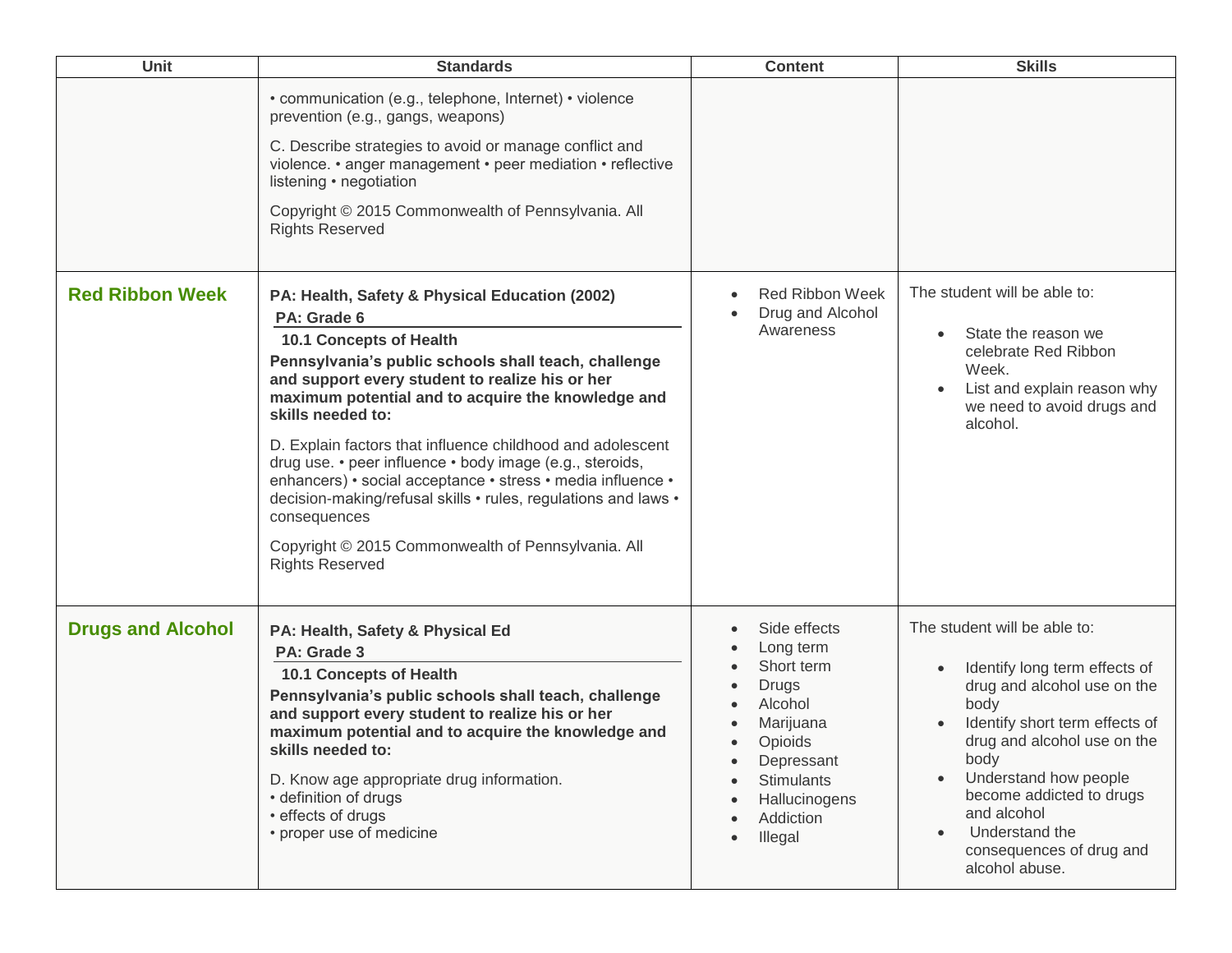| Unit | Standards | Content | Skills |
|---|---|---|---|
| | • communication (e.g., telephone, Internet) • violence prevention (e.g., gangs, weapons)<br><br>C. Describe strategies to avoid or manage conflict and violence. • anger management • peer mediation • reflective listening • negotiation<br><br>Copyright © 2015 Commonwealth of Pennsylvania. All Rights Reserved | | |
| **Red Ribbon Week** | **PA: Health, Safety & Physical Education (2002)**<br>**PA: Grade 6**<br>**10.1 Concepts of Health**<br>**Pennsylvania's public schools shall teach, challenge and support every student to realize his or her maximum potential and to acquire the knowledge and skills needed to:**<br><br>D. Explain factors that influence childhood and adolescent drug use. • peer influence • body image (e.g., steroids, enhancers) • social acceptance • stress • media influence • decision-making/refusal skills • rules, regulations and laws • consequences<br><br>Copyright © 2015 Commonwealth of Pennsylvania. All Rights Reserved | • Red Ribbon Week<br>• Drug and Alcohol Awareness | The student will be able to:<br><br>• State the reason we celebrate Red Ribbon Week.<br>• List and explain reason why we need to avoid drugs and alcohol. |
| **Drugs and Alcohol** | **PA: Health, Safety & Physical Ed**<br>**PA: Grade 3**<br>**10.1 Concepts of Health**<br>**Pennsylvania's public schools shall teach, challenge and support every student to realize his or her maximum potential and to acquire the knowledge and skills needed to:**<br><br>D. Know age appropriate drug information.<br>• definition of drugs<br>• effects of drugs<br>• proper use of medicine | • Side effects<br>• Long term<br>• Short term<br>• Drugs<br>• Alcohol<br>• Marijuana<br>• Opioids<br>• Depressant<br>• Stimulants<br>• Hallucinogens<br>• Addiction<br>• Illegal | The student will be able to:<br><br>• Identify long term effects of drug and alcohol use on the body<br>• Identify short term effects of drug and alcohol use on the body<br>• Understand how people become addicted to drugs and alcohol<br>• Understand the consequences of drug and alcohol abuse. |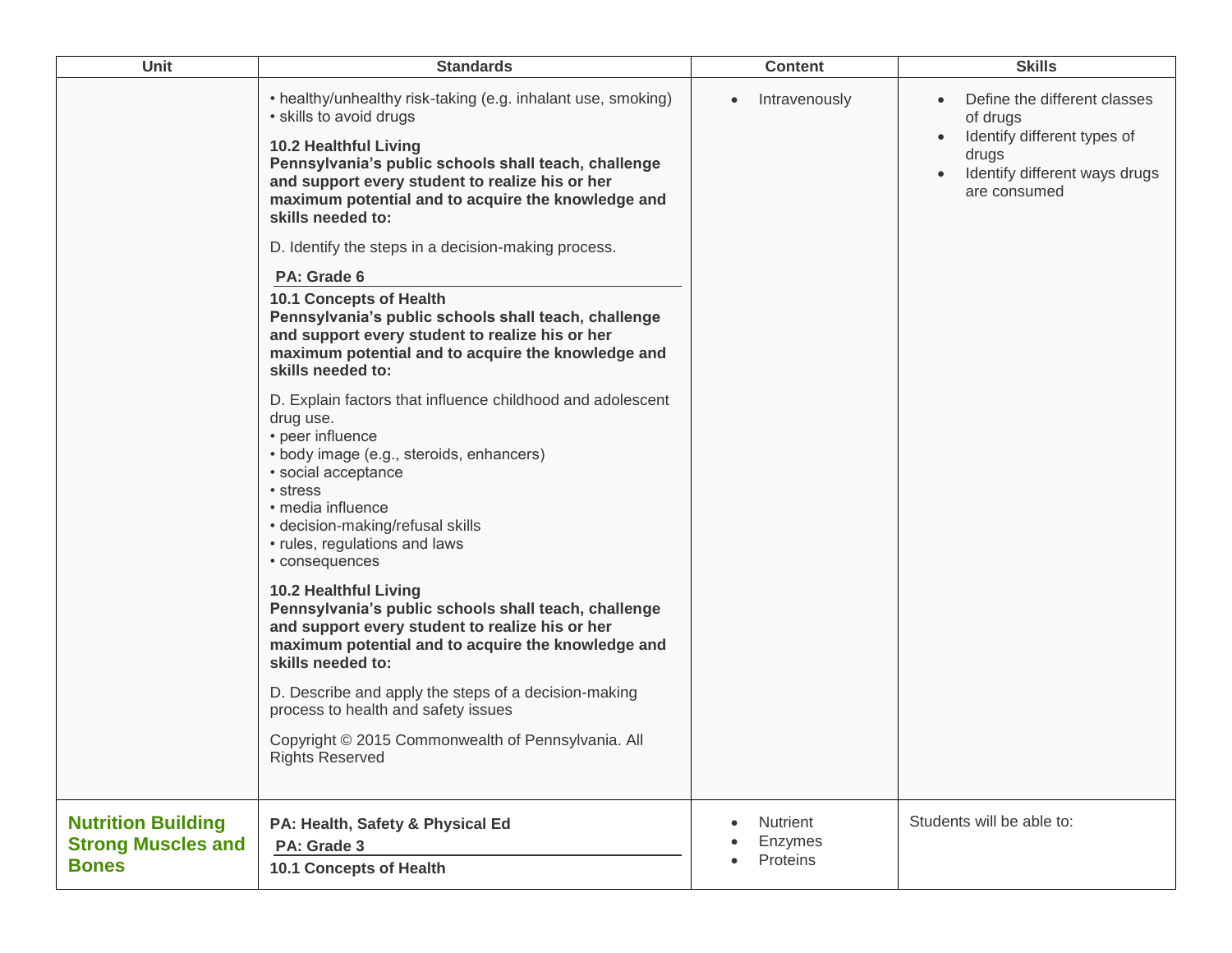| Unit | Standards | Content | Skills |
| --- | --- | --- | --- |
| | • healthy/unhealthy risk-taking (e.g. inhalant use, smoking)<br>• skills to avoid drugs<br><br>**10.2 Healthful Living**<br>**Pennsylvania's public schools shall teach, challenge and support every student to realize his or her maximum potential and to acquire the knowledge and skills needed to:**<br><br>D. Identify the steps in a decision-making process.<br><br>**PA: Grade 6**<br><br>**10.1 Concepts of Health**<br>**Pennsylvania's public schools shall teach, challenge and support every student to realize his or her maximum potential and to acquire the knowledge and skills needed to:**<br><br>D. Explain factors that influence childhood and adolescent drug use.<br>• peer influence<br>• body image (e.g., steroids, enhancers)<br>• social acceptance<br>• stress<br>• media influence<br>• decision-making/refusal skills<br>• rules, regulations and laws<br>• consequences<br><br>**10.2 Healthful Living**<br>**Pennsylvania's public schools shall teach, challenge and support every student to realize his or her maximum potential and to acquire the knowledge and skills needed to:**<br><br>D. Describe and apply the steps of a decision-making process to health and safety issues<br><br>Copyright © 2015 Commonwealth of Pennsylvania. All Rights Reserved | • Intravenously | • Define the different classes of drugs<br>• Identify different types of drugs<br>• Identify different ways drugs are consumed |
| **Nutrition Building Strong Muscles and Bones** | **PA: Health, Safety & Physical Ed**<br>**PA: Grade 3**<br>**10.1 Concepts of Health** | • Nutrient<br>• Enzymes<br>• Proteins | Students will be able to: |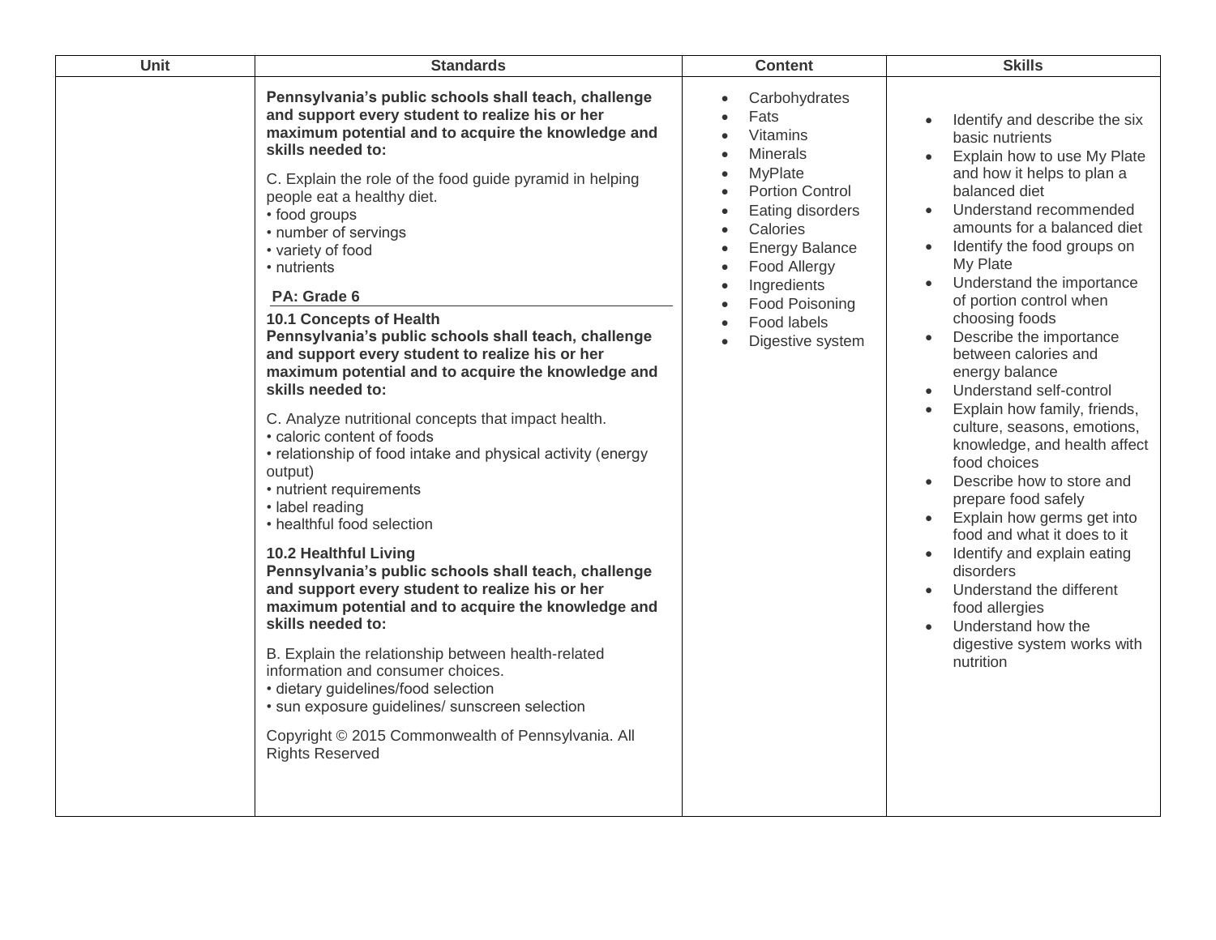| Unit | Standards | Content | Skills |
| --- | --- | --- | --- |
| | **Pennsylvania's public schools shall teach, challenge and support every student to realize his or her maximum potential and to acquire the knowledge and skills needed to:**<br><br>C. Explain the role of the food guide pyramid in helping people eat a healthy diet.<br>• food groups<br>• number of servings<br>• variety of food<br>• nutrients<br><br>**PA: Grade 6**<br><br>**10.1 Concepts of Health**<br>**Pennsylvania's public schools shall teach, challenge and support every student to realize his or her maximum potential and to acquire the knowledge and skills needed to:**<br><br>C. Analyze nutritional concepts that impact health.<br>• caloric content of foods<br>• relationship of food intake and physical activity (energy output)<br>• nutrient requirements<br>• label reading<br>• healthful food selection<br><br>**10.2 Healthful Living**<br>**Pennsylvania's public schools shall teach, challenge and support every student to realize his or her maximum potential and to acquire the knowledge and skills needed to:**<br><br>B. Explain the relationship between health-related information and consumer choices.<br>• dietary guidelines/food selection<br>• sun exposure guidelines/ sunscreen selection<br><br>Copyright © 2015 Commonwealth of Pennsylvania. All Rights Reserved | • Carbohydrates<br>• Fats<br>• Vitamins<br>• Minerals<br>• MyPlate<br>• Portion Control<br>• Eating disorders<br>• Calories<br>• Energy Balance<br>• Food Allergy<br>• Ingredients<br>• Food Poisoning<br>• Food labels<br>• Digestive system | • Identify and describe the six basic nutrients<br>• Explain how to use My Plate and how it helps to plan a balanced diet<br>• Understand recommended amounts for a balanced diet<br>• Identify the food groups on My Plate<br>• Understand the importance of portion control when choosing foods<br>• Describe the importance between calories and energy balance<br>• Understand self-control<br>• Explain how family, friends, culture, seasons, emotions, knowledge, and health affect food choices<br>• Describe how to store and prepare food safely<br>• Explain how germs get into food and what it does to it<br>• Identify and explain eating disorders<br>• Understand the different food allergies<br>• Understand how the digestive system works with nutrition |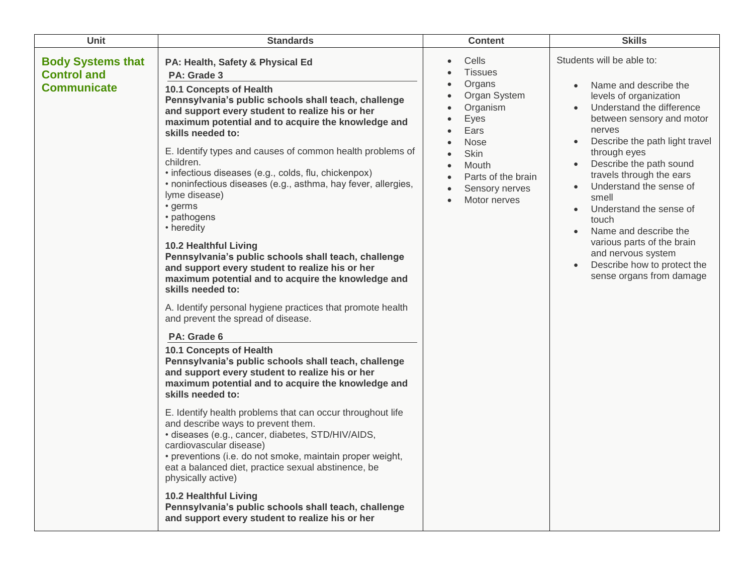| Unit | Standards | Content | Skills |
|---|---|---|---|
| **Body Systems that Control and Communicate** | **PA: Health, Safety & Physical Ed**<br>**PA: Grade 3**<br>**10.1 Concepts of Health**<br>**Pennsylvania's public schools shall teach, challenge and support every student to realize his or her maximum potential and to acquire the knowledge and skills needed to:**<br><br>E. Identify types and causes of common health problems of children.<br>• infectious diseases (e.g., colds, flu, chickenpox)<br>• noninfectious diseases (e.g., asthma, hay fever, allergies, lyme disease)<br>• germs<br>• pathogens<br>• heredity<br><br>**10.2 Healthful Living**<br>**Pennsylvania's public schools shall teach, challenge and support every student to realize his or her maximum potential and to acquire the knowledge and skills needed to:**<br><br>A. Identify personal hygiene practices that promote health and prevent the spread of disease.<br><br>**PA: Grade 6**<br>**10.1 Concepts of Health**<br>**Pennsylvania's public schools shall teach, challenge and support every student to realize his or her maximum potential and to acquire the knowledge and skills needed to:**<br><br>E. Identify health problems that can occur throughout life and describe ways to prevent them.<br>• diseases (e.g., cancer, diabetes, STD/HIV/AIDS, cardiovascular disease)<br>• preventions (i.e. do not smoke, maintain proper weight, eat a balanced diet, practice sexual abstinence, be physically active)<br><br>**10.2 Healthful Living**<br>**Pennsylvania's public schools shall teach, challenge and support every student to realize his or her** | • Cells<br>• Tissues<br>• Organs<br>• Organ System<br>• Organism<br>• Eyes<br>• Ears<br>• Nose<br>• Skin<br>• Mouth<br>• Parts of the brain<br>• Sensory nerves<br>• Motor nerves | Students will be able to:<br><br>• Name and describe the levels of organization<br>• Understand the difference between sensory and motor nerves<br>• Describe the path light travel through eyes<br>• Describe the path sound travels through the ears<br>• Understand the sense of smell<br>• Understand the sense of touch<br>• Name and describe the various parts of the brain and nervous system<br>• Describe how to protect the sense organs from damage |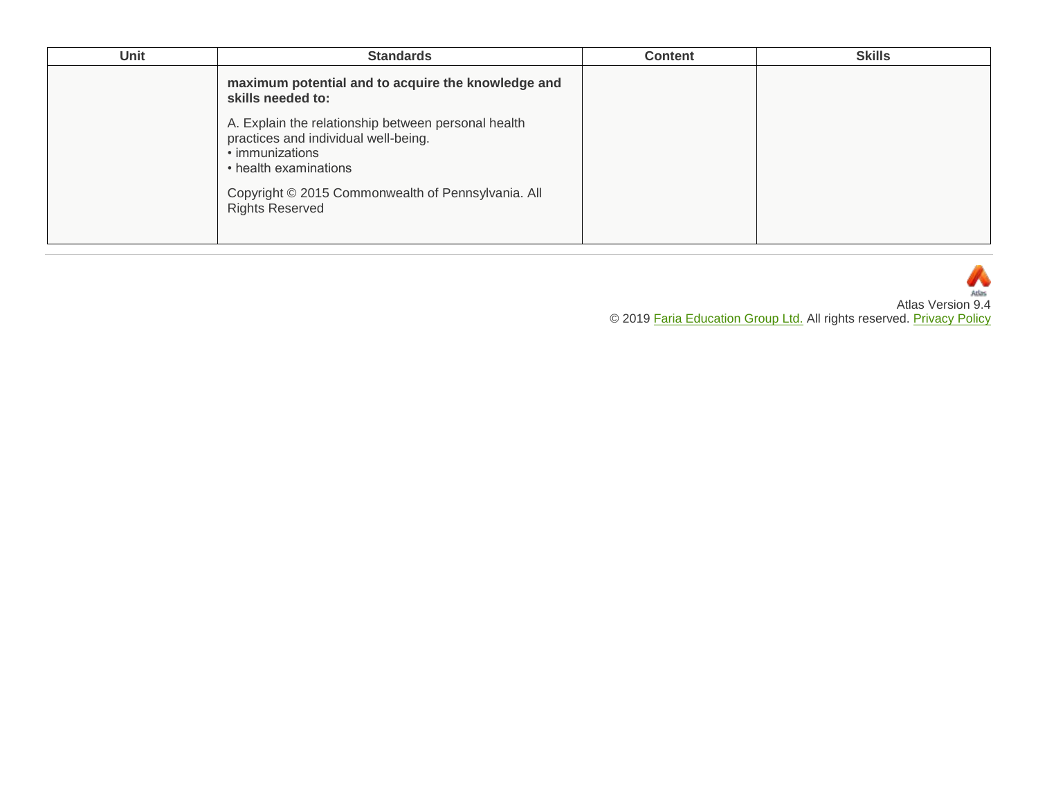| Unit | Standards | Content | Skills |
| --- | --- | --- | --- |
| | **maximum potential and to acquire the knowledge and skills needed to:**<br><br>A. Explain the relationship between personal health practices and individual well-being.<br>• immunizations<br>• health examinations<br><br>Copyright © 2015 Commonwealth of Pennsylvania. All Rights Reserved | | |

Atlas Version 9.4
© 2019 Faria Education Group Ltd. All rights reserved. Privacy Policy